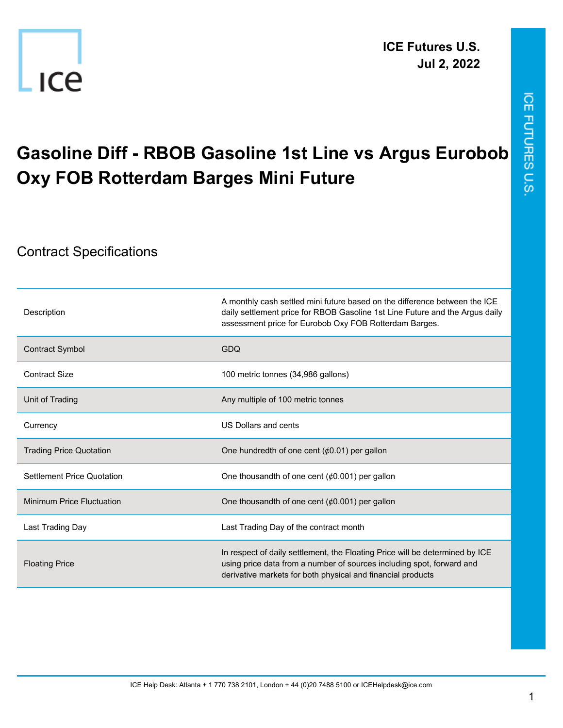**ICE Futures U.S.**
**Jul 2, 2022**

# Gasoline Diff - RBOB Gasoline 1st Line vs Argus Eurobob Oxy FOB Rotterdam Barges Mini Future

## Contract Specifications

| | |
|---|---|
| Description | A monthly cash settled mini future based on the difference between the ICE daily settlement price for RBOB Gasoline 1st Line Future and the Argus daily assessment price for Eurobob Oxy FOB Rotterdam Barges. |
| Contract Symbol | GDQ |
| Contract Size | 100 metric tonnes (34,986 gallons) |
| Unit of Trading | Any multiple of 100 metric tonnes |
| Currency | US Dollars and cents |
| Trading Price Quotation | One hundredth of one cent (¢0.01) per gallon |
| Settlement Price Quotation | One thousandth of one cent (¢0.001) per gallon |
| Minimum Price Fluctuation | One thousandth of one cent (¢0.001) per gallon |
| Last Trading Day | Last Trading Day of the contract month |
| Floating Price | In respect of daily settlement, the Floating Price will be determined by ICE using price data from a number of sources including spot, forward and derivative markets for both physical and financial products |

ICE Help Desk: Atlanta + 1 770 738 2101, London + 44 (0)20 7488 5100 or ICEHelpdesk@ice.com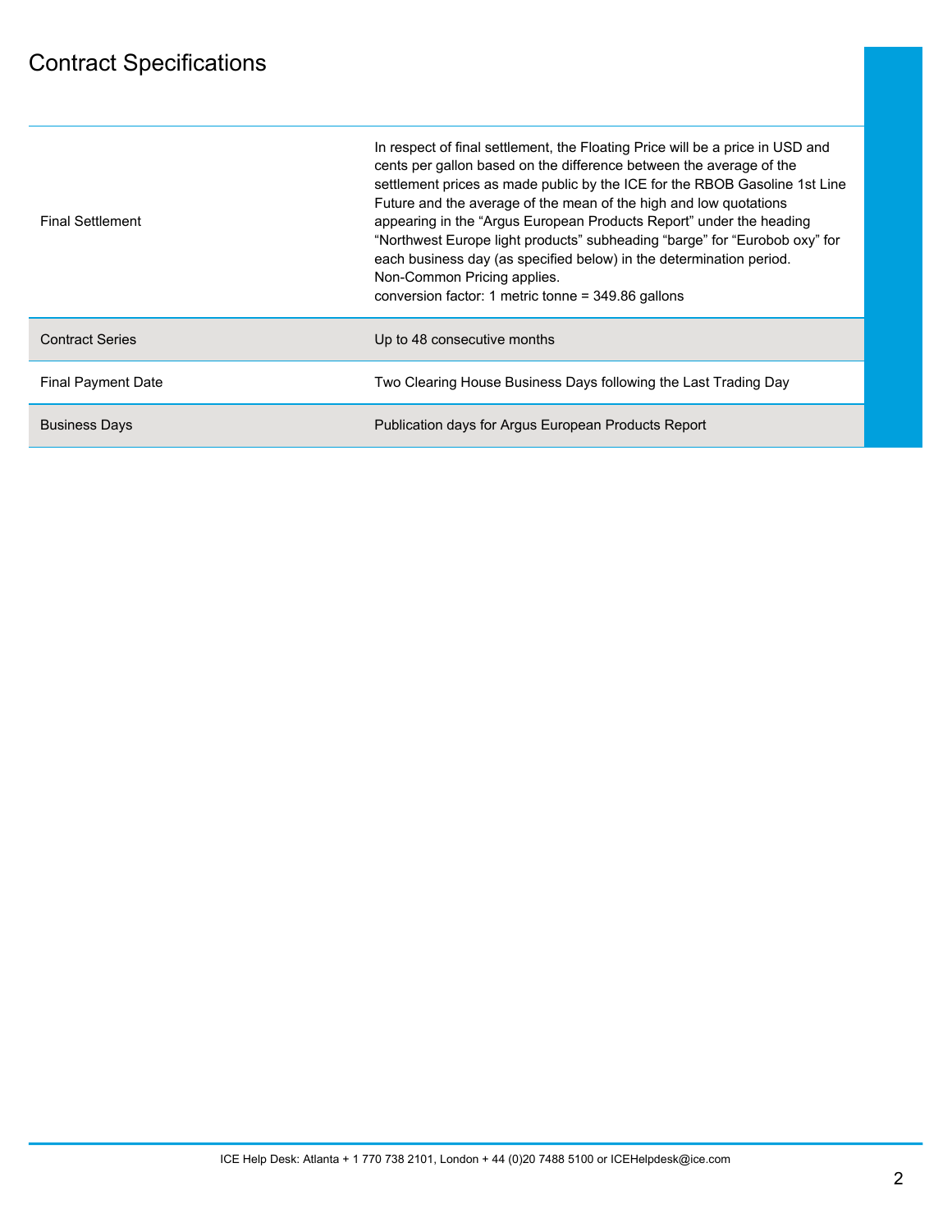# Contract Specifications

| | |
|---|---|
| Final Settlement | In respect of final settlement, the Floating Price will be a price in USD and cents per gallon based on the difference between the average of the settlement prices as made public by the ICE for the RBOB Gasoline 1st Line Future and the average of the mean of the high and low quotations appearing in the "Argus European Products Report" under the heading "Northwest Europe light products" subheading "barge" for "Eurobob oxy" for each business day (as specified below) in the determination period. Non-Common Pricing applies. conversion factor: 1 metric tonne = 349.86 gallons |
| Contract Series | Up to 48 consecutive months |
| Final Payment Date | Two Clearing House Business Days following the Last Trading Day |
| Business Days | Publication days for Argus European Products Report |

ICE Help Desk: Atlanta + 1 770 738 2101, London + 44 (0)20 7488 5100 or ICEHelpdesk@ice.com